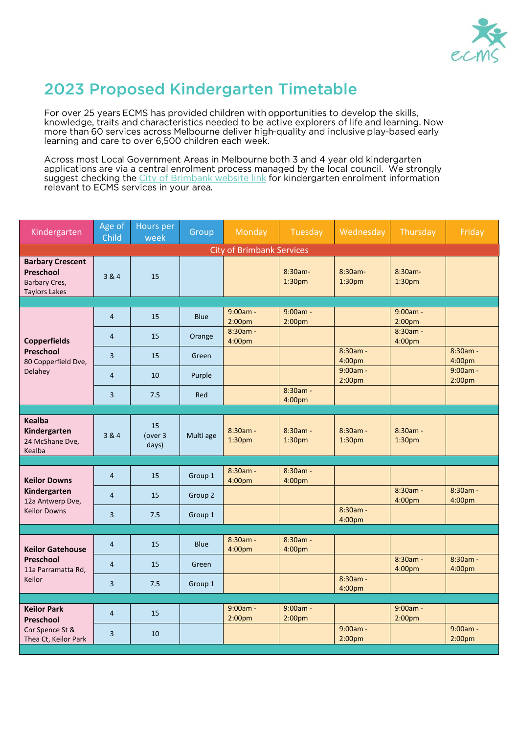# 2023 Proposed Kindergarten Timetable

For over 25 years ECMS has provided children with opportunities to develop the skills, knowledge, traits and characteristics needed to be active explorers of life and learning. Now more than 60 services across Melbourne deliver high-quality and inclusive play-based early learning and care to over 6,500 children each week.

Across most Local Government Areas in Melbourne both 3 and 4 year old kindergarten applications are via a central enrolment process managed by the local council. We strongly suggest checking the City of Brimbank website link for kindergarten enrolment information relevant to ECMS services in your area.

| Kindergarten | Age of Child | Hours per week | Group | Monday | Tuesday | Wednesday | Thursday | Friday |
|---|---|---|---|---|---|---|---|---|
| **City of Brimbank Services** | | | | | | | | |
| **Barbary Crescent Preschool** Barbary Cres, Taylors Lakes | 3 & 4 | 15 | | | 8:30am-1:30pm | 8:30am-1:30pm | 8:30am-1:30pm | |
| **Copperfields Preschool** 80 Copperfield Dve, Delahey | 4 | 15 | Blue | 9:00am - 2:00pm | 9:00am - 2:00pm | | 9:00am - 2:00pm | |
| | 4 | 15 | Orange | 8:30am - 4:00pm | | | 8:30am - 4:00pm | |
| | 3 | 15 | Green | | | 8:30am - 4:00pm | | 8:30am - 4:00pm |
| | 4 | 10 | Purple | | | 9:00am - 2:00pm | | 9:00am - 2:00pm |
| | 3 | 7.5 | Red | | 8:30am - 4:00pm | | | |
| **Kealba Kindergarten** 24 McShane Dve, Kealba | 3 & 4 | 15 (over 3 days) | Multi age | 8:30am - 1:30pm | 8:30am - 1:30pm | 8:30am - 1:30pm | 8:30am - 1:30pm | |
| **Keilor Downs Kindergarten** 12a Antwerp Dve, Keilor Downs | 4 | 15 | Group 1 | 8:30am - 4:00pm | 8:30am - 4:00pm | | | |
| | 4 | 15 | Group 2 | | | | 8:30am - 4:00pm | 8:30am - 4:00pm |
| | 3 | 7.5 | Group 1 | | | 8:30am - 4:00pm | | |
| **Keilor Gatehouse Preschool** 11a Parramatta Rd, Keilor | 4 | 15 | Blue | 8:30am - 4:00pm | 8:30am - 4:00pm | | | |
| | 4 | 15 | Green | | | | 8:30am - 4:00pm | 8:30am - 4:00pm |
| | 3 | 7.5 | Group 1 | | | 8:30am - 4:00pm | | |
| **Keilor Park Preschool** Cnr Spence St & Thea Ct, Keilor Park | 4 | 15 | | 9:00am - 2:00pm | 9:00am - 2:00pm | | 9:00am - 2:00pm | |
| | 3 | 10 | | | | 9:00am - 2:00pm | | 9:00am - 2:00pm |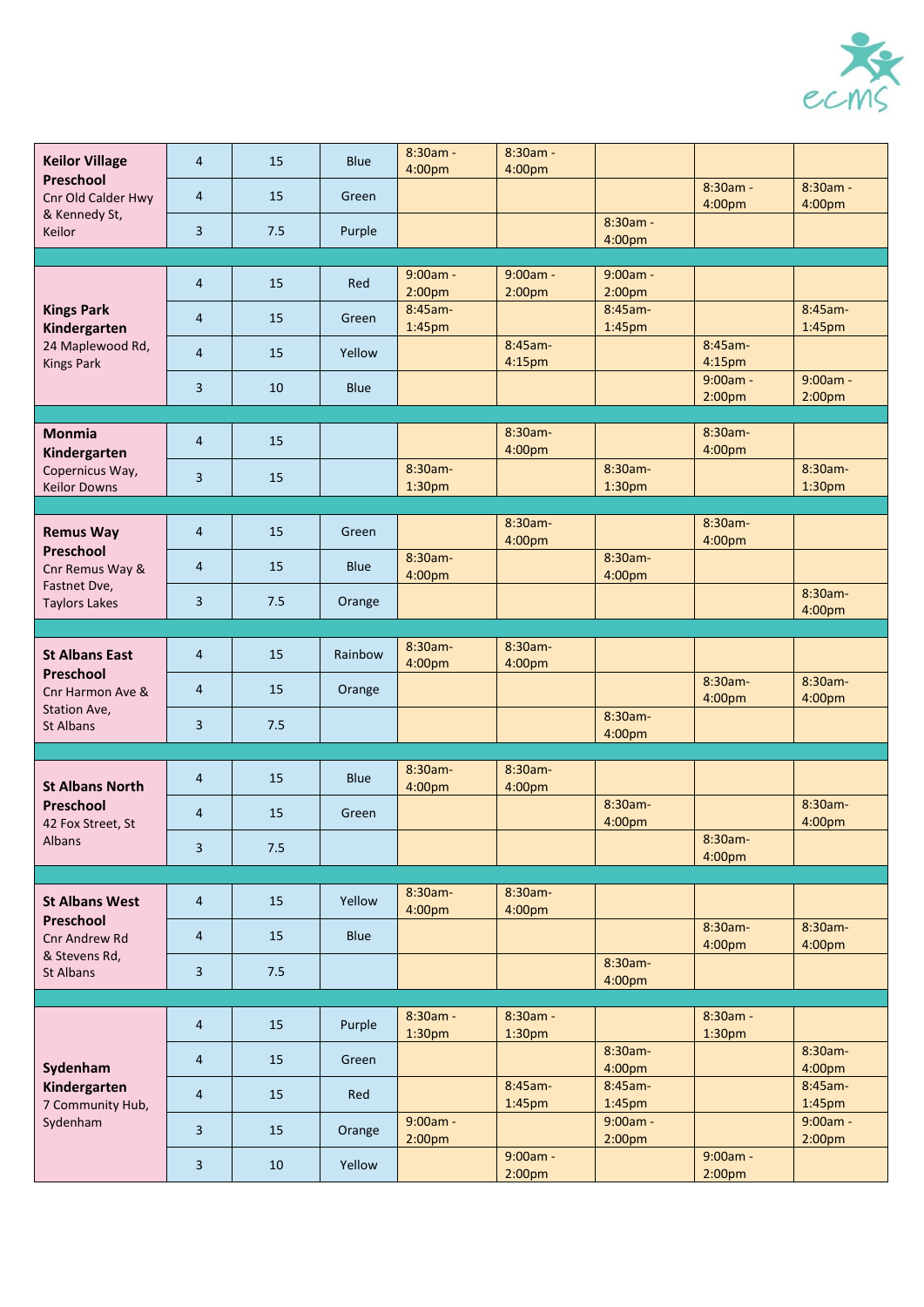| | | | | | | | | |
|---|---|---|---|---|---|---|---|---|
| **Keilor Village Preschool** Cnr Old Calder Hwy & Kennedy St, Keilor | 4 | 15 | Blue | 8:30am - 4:00pm | 8:30am - 4:00pm | | | |
| | 4 | 15 | Green | | | | 8:30am - 4:00pm | 8:30am - 4:00pm |
| | 3 | 7.5 | Purple | | | 8:30am - 4:00pm | | |
| **Kings Park Kindergarten** 24 Maplewood Rd, Kings Park | 4 | 15 | Red | 9:00am - 2:00pm | 9:00am - 2:00pm | 9:00am - 2:00pm | | |
| | 4 | 15 | Green | 8:45am-1:45pm | | 8:45am-1:45pm | | 8:45am-1:45pm |
| | 4 | 15 | Yellow | | 8:45am-4:15pm | | 8:45am-4:15pm | |
| | 3 | 10 | Blue | | | | 9:00am - 2:00pm | 9:00am - 2:00pm |
| **Monmia Kindergarten** Copernicus Way, Keilor Downs | 4 | 15 | | | 8:30am-4:00pm | | 8:30am-4:00pm | |
| | 3 | 15 | | 8:30am-1:30pm | | 8:30am-1:30pm | | 8:30am-1:30pm |
| **Remus Way Preschool** Cnr Remus Way & Fastnet Dve, Taylors Lakes | 4 | 15 | Green | | 8:30am-4:00pm | | 8:30am-4:00pm | |
| | 4 | 15 | Blue | 8:30am-4:00pm | | 8:30am-4:00pm | | |
| | 3 | 7.5 | Orange | | | | | 8:30am-4:00pm |
| **St Albans East Preschool** Cnr Harmon Ave & Station Ave, St Albans | 4 | 15 | Rainbow | 8:30am-4:00pm | 8:30am-4:00pm | | | |
| | 4 | 15 | Orange | | | | 8:30am-4:00pm | 8:30am-4:00pm |
| | 3 | 7.5 | | | | 8:30am-4:00pm | | |
| **St Albans North Preschool** 42 Fox Street, St Albans | 4 | 15 | Blue | 8:30am-4:00pm | 8:30am-4:00pm | | | |
| | 4 | 15 | Green | | | 8:30am-4:00pm | | 8:30am-4:00pm |
| | 3 | 7.5 | | | | | 8:30am-4:00pm | |
| **St Albans West Preschool** Cnr Andrew Rd & Stevens Rd, St Albans | 4 | 15 | Yellow | 8:30am-4:00pm | 8:30am-4:00pm | | | |
| | 4 | 15 | Blue | | | | 8:30am-4:00pm | 8:30am-4:00pm |
| | 3 | 7.5 | | | | 8:30am-4:00pm | | |
| **Sydenham Kindergarten** 7 Community Hub, Sydenham | 4 | 15 | Purple | 8:30am - 1:30pm | 8:30am - 1:30pm | | 8:30am - 1:30pm | |
| | 4 | 15 | Green | | | 8:30am-4:00pm | | 8:30am-4:00pm |
| | 4 | 15 | Red | | 8:45am-1:45pm | 8:45am-1:45pm | | 8:45am-1:45pm |
| | 3 | 15 | Orange | 9:00am - 2:00pm | | 9:00am - 2:00pm | | 9:00am - 2:00pm |
| | 3 | 10 | Yellow | | 9:00am - 2:00pm | | 9:00am - 2:00pm | |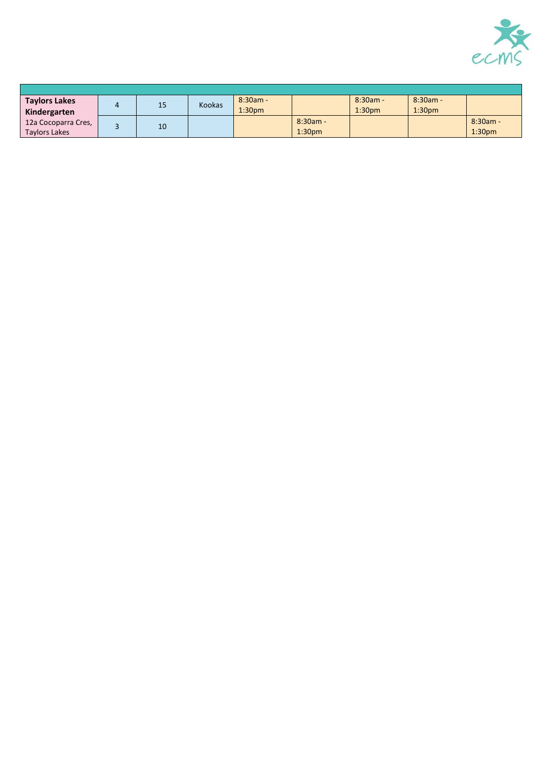| | | | | | | | | |
|---|---|---|---|---|---|---|---|---|
| **Taylors Lakes Kindergarten** | 4 | 15 | Kookas | 8:30am - 1:30pm | | 8:30am - 1:30pm | 8:30am - 1:30pm | |
| 12a Cocoparra Cres, Taylors Lakes | 3 | 10 | | | 8:30am - 1:30pm | | | 8:30am - 1:30pm |